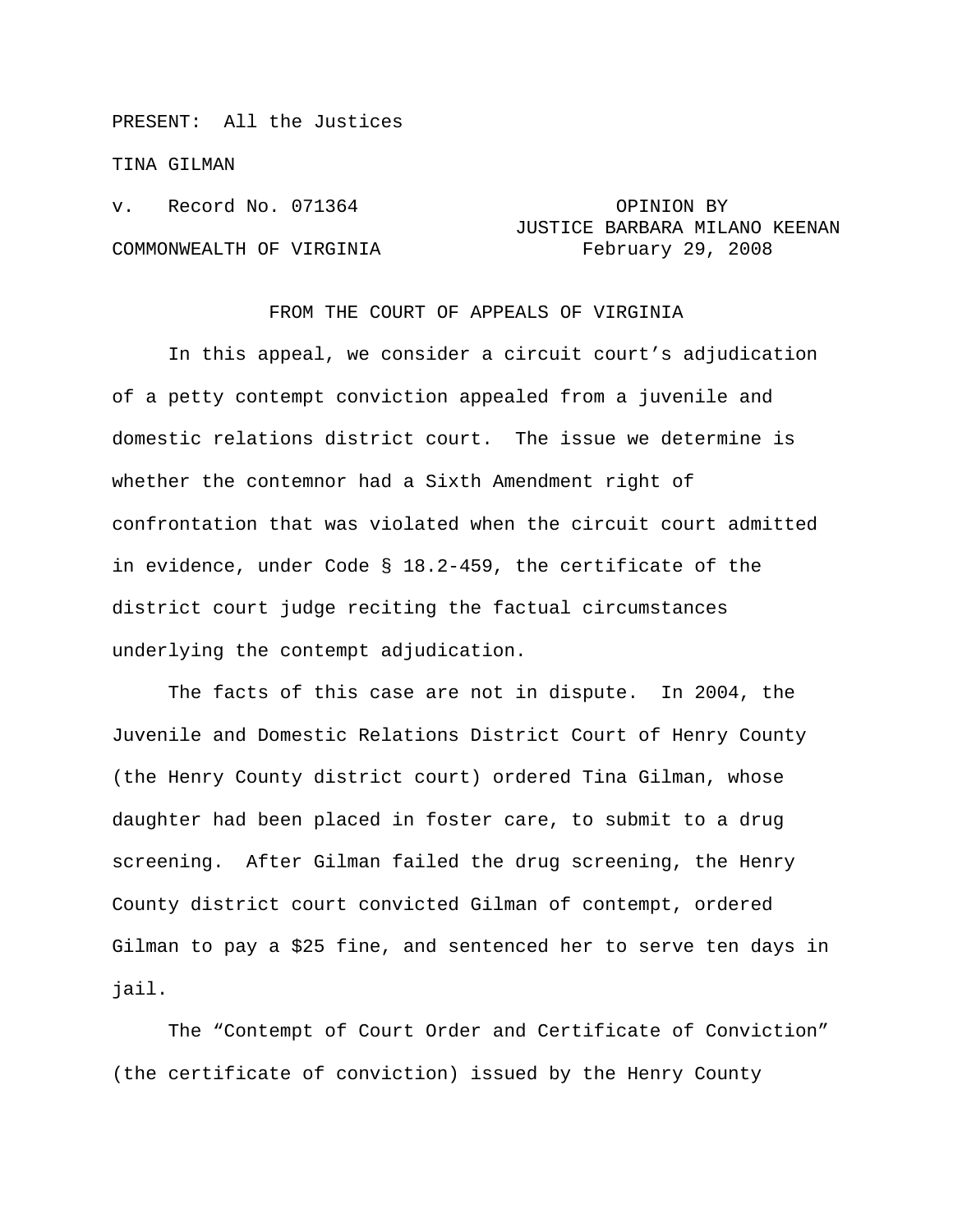PRESENT: All the Justices

TINA GILMAN

v. Record No. 071364

OPINION BY
JUSTICE BARBARA MILANO KEENAN
February 29, 2008

COMMONWEALTH OF VIRGINIA

FROM THE COURT OF APPEALS OF VIRGINIA

In this appeal, we consider a circuit court's adjudication of a petty contempt conviction appealed from a juvenile and domestic relations district court. The issue we determine is whether the contemnor had a Sixth Amendment right of confrontation that was violated when the circuit court admitted in evidence, under Code § 18.2-459, the certificate of the district court judge reciting the factual circumstances underlying the contempt adjudication.

The facts of this case are not in dispute. In 2004, the Juvenile and Domestic Relations District Court of Henry County (the Henry County district court) ordered Tina Gilman, whose daughter had been placed in foster care, to submit to a drug screening. After Gilman failed the drug screening, the Henry County district court convicted Gilman of contempt, ordered Gilman to pay a $25 fine, and sentenced her to serve ten days in jail.

The "Contempt of Court Order and Certificate of Conviction" (the certificate of conviction) issued by the Henry County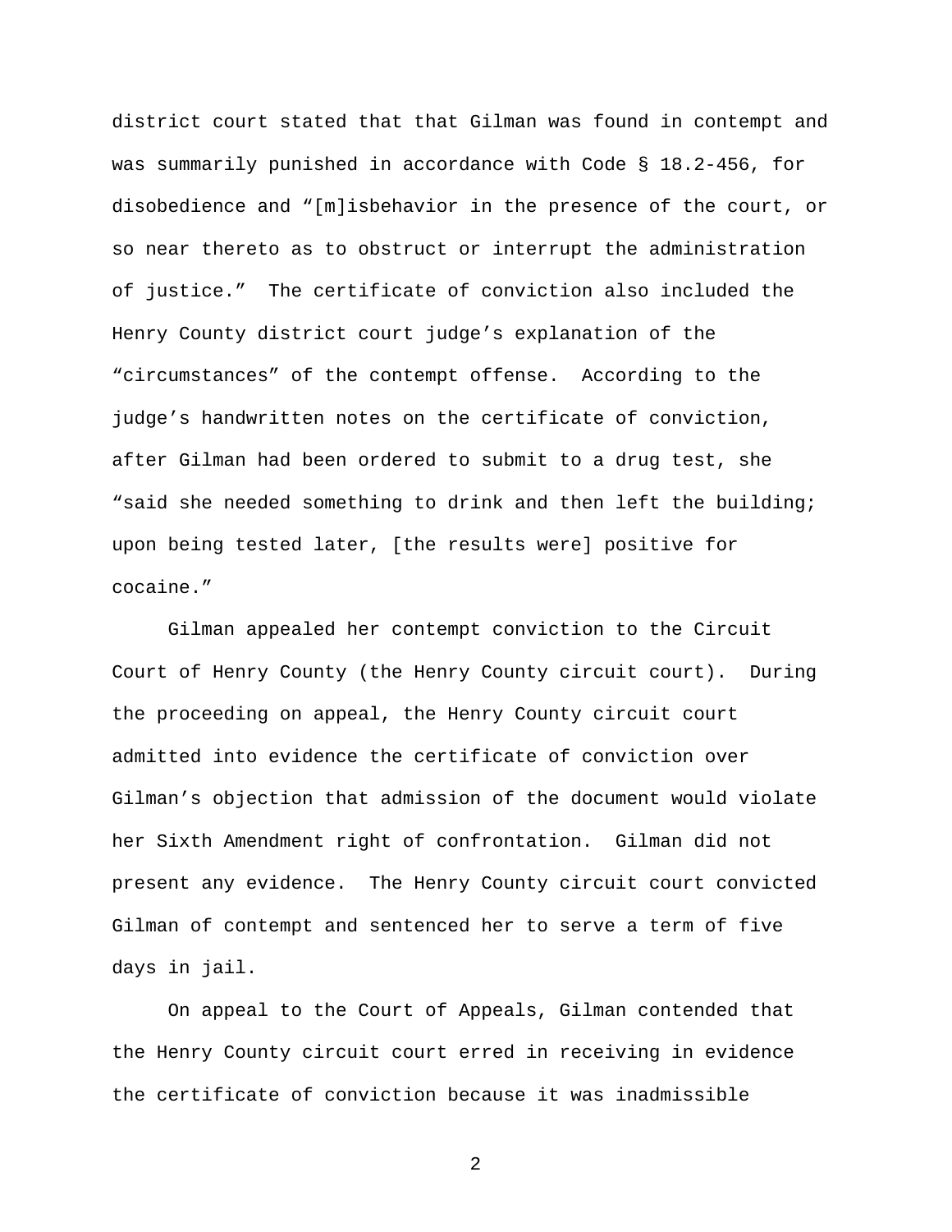district court stated that that Gilman was found in contempt and was summarily punished in accordance with Code § 18.2-456, for disobedience and "[m]isbehavior in the presence of the court, or so near thereto as to obstruct or interrupt the administration of justice." The certificate of conviction also included the Henry County district court judge's explanation of the "circumstances" of the contempt offense. According to the judge's handwritten notes on the certificate of conviction, after Gilman had been ordered to submit to a drug test, she "said she needed something to drink and then left the building; upon being tested later, [the results were] positive for cocaine."

Gilman appealed her contempt conviction to the Circuit Court of Henry County (the Henry County circuit court). During the proceeding on appeal, the Henry County circuit court admitted into evidence the certificate of conviction over Gilman's objection that admission of the document would violate her Sixth Amendment right of confrontation. Gilman did not present any evidence. The Henry County circuit court convicted Gilman of contempt and sentenced her to serve a term of five days in jail.

On appeal to the Court of Appeals, Gilman contended that the Henry County circuit court erred in receiving in evidence the certificate of conviction because it was inadmissible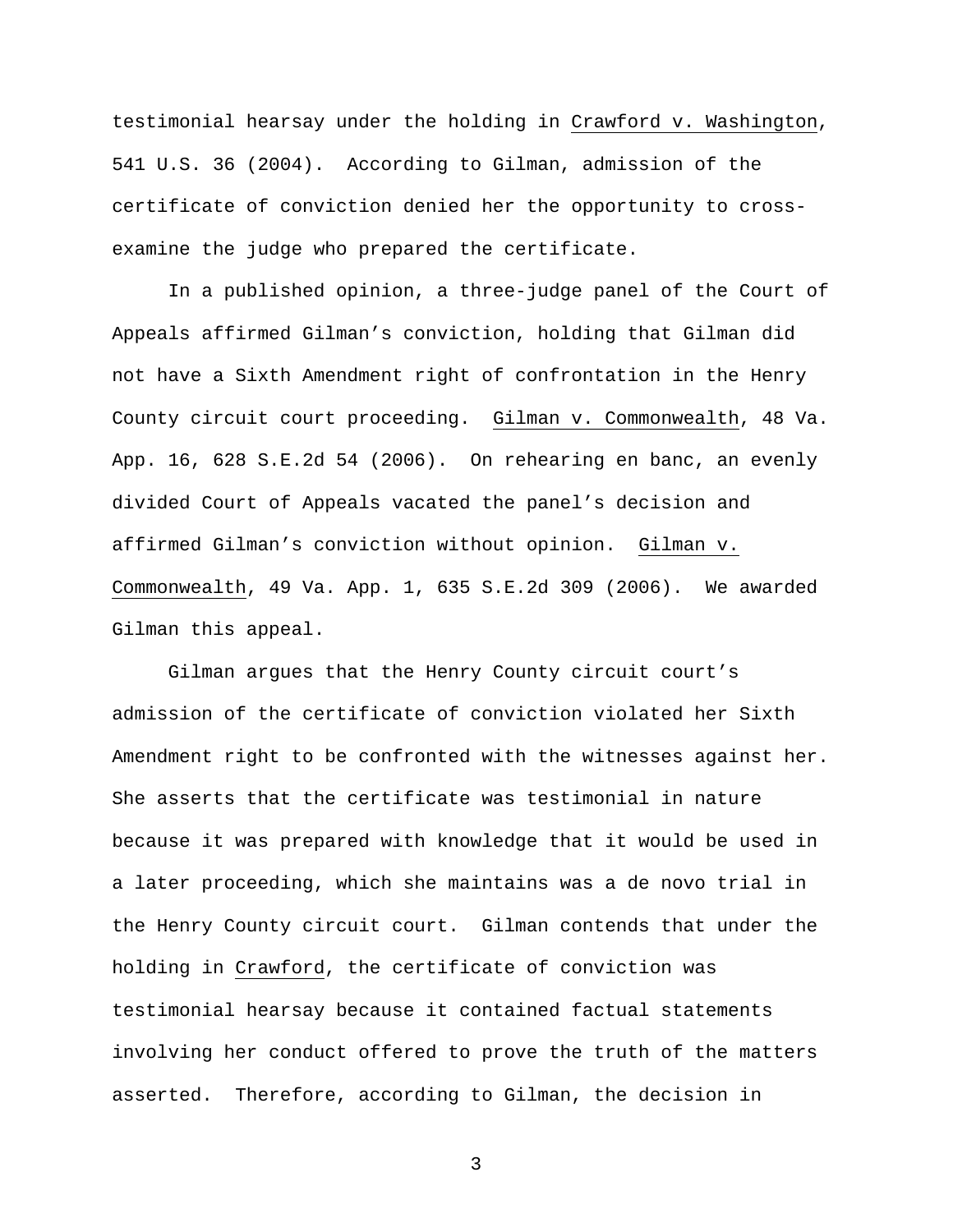testimonial hearsay under the holding in Crawford v. Washington, 541 U.S. 36 (2004). According to Gilman, admission of the certificate of conviction denied her the opportunity to cross-examine the judge who prepared the certificate.

In a published opinion, a three-judge panel of the Court of Appeals affirmed Gilman's conviction, holding that Gilman did not have a Sixth Amendment right of confrontation in the Henry County circuit court proceeding. Gilman v. Commonwealth, 48 Va. App. 16, 628 S.E.2d 54 (2006). On rehearing en banc, an evenly divided Court of Appeals vacated the panel's decision and affirmed Gilman's conviction without opinion. Gilman v. Commonwealth, 49 Va. App. 1, 635 S.E.2d 309 (2006). We awarded Gilman this appeal.

Gilman argues that the Henry County circuit court's admission of the certificate of conviction violated her Sixth Amendment right to be confronted with the witnesses against her. She asserts that the certificate was testimonial in nature because it was prepared with knowledge that it would be used in a later proceeding, which she maintains was a de novo trial in the Henry County circuit court. Gilman contends that under the holding in Crawford, the certificate of conviction was testimonial hearsay because it contained factual statements involving her conduct offered to prove the truth of the matters asserted. Therefore, according to Gilman, the decision in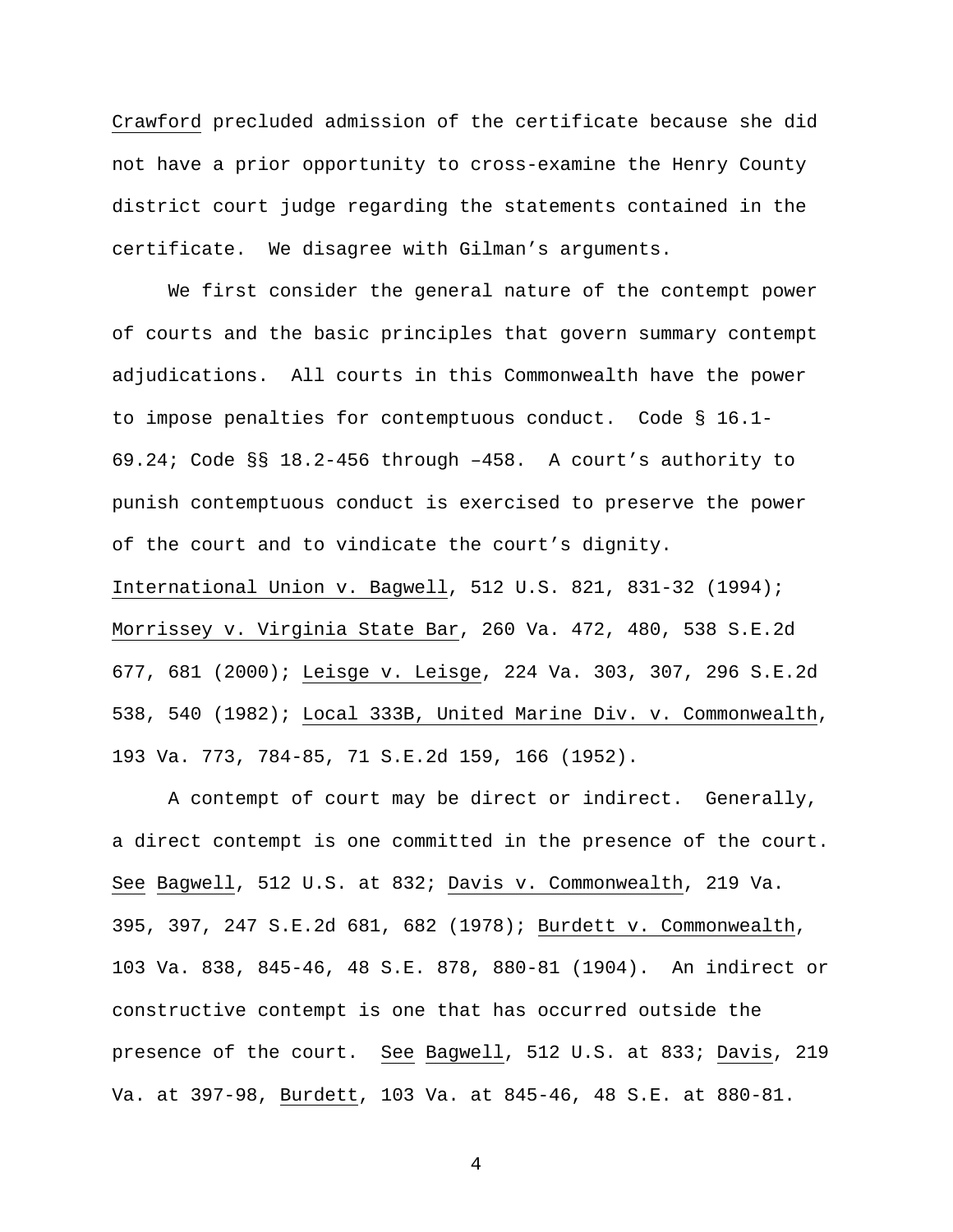Crawford precluded admission of the certificate because she did not have a prior opportunity to cross-examine the Henry County district court judge regarding the statements contained in the certificate. We disagree with Gilman's arguments.

We first consider the general nature of the contempt power of courts and the basic principles that govern summary contempt adjudications. All courts in this Commonwealth have the power to impose penalties for contemptuous conduct. Code § 16.1-69.24; Code §§ 18.2-456 through –458. A court's authority to punish contemptuous conduct is exercised to preserve the power of the court and to vindicate the court's dignity. International Union v. Bagwell, 512 U.S. 821, 831-32 (1994); Morrissey v. Virginia State Bar, 260 Va. 472, 480, 538 S.E.2d 677, 681 (2000); Leisge v. Leisge, 224 Va. 303, 307, 296 S.E.2d 538, 540 (1982); Local 333B, United Marine Div. v. Commonwealth, 193 Va. 773, 784-85, 71 S.E.2d 159, 166 (1952).

A contempt of court may be direct or indirect. Generally, a direct contempt is one committed in the presence of the court. See Bagwell, 512 U.S. at 832; Davis v. Commonwealth, 219 Va. 395, 397, 247 S.E.2d 681, 682 (1978); Burdett v. Commonwealth, 103 Va. 838, 845-46, 48 S.E. 878, 880-81 (1904). An indirect or constructive contempt is one that has occurred outside the presence of the court. See Bagwell, 512 U.S. at 833; Davis, 219 Va. at 397-98, Burdett, 103 Va. at 845-46, 48 S.E. at 880-81.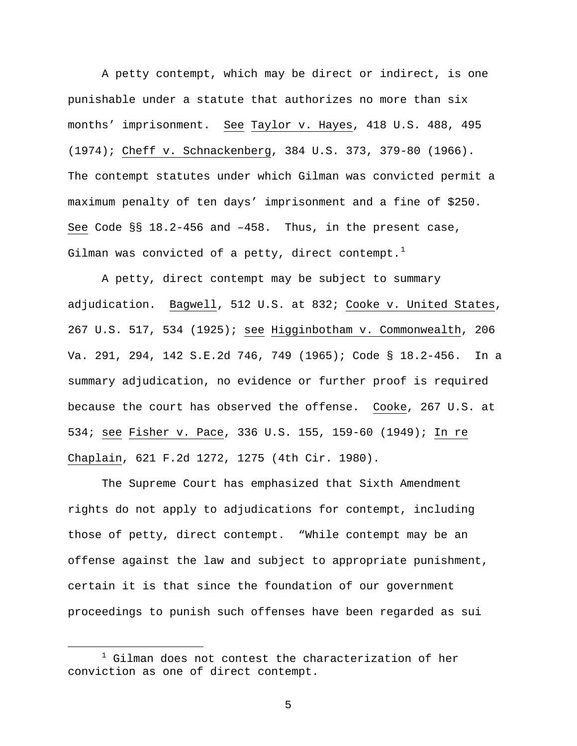A petty contempt, which may be direct or indirect, is one punishable under a statute that authorizes no more than six months' imprisonment. See Taylor v. Hayes, 418 U.S. 488, 495 (1974); Cheff v. Schnackenberg, 384 U.S. 373, 379-80 (1966). The contempt statutes under which Gilman was convicted permit a maximum penalty of ten days' imprisonment and a fine of $250. See Code §§ 18.2-456 and –458. Thus, in the present case, Gilman was convicted of a petty, direct contempt.[1]

A petty, direct contempt may be subject to summary adjudication. Bagwell, 512 U.S. at 832; Cooke v. United States, 267 U.S. 517, 534 (1925); see Higginbotham v. Commonwealth, 206 Va. 291, 294, 142 S.E.2d 746, 749 (1965); Code § 18.2-456. In a summary adjudication, no evidence or further proof is required because the court has observed the offense. Cooke, 267 U.S. at 534; see Fisher v. Pace, 336 U.S. 155, 159-60 (1949); In re Chaplain, 621 F.2d 1272, 1275 (4th Cir. 1980).

The Supreme Court has emphasized that Sixth Amendment rights do not apply to adjudications for contempt, including those of petty, direct contempt. "While contempt may be an offense against the law and subject to appropriate punishment, certain it is that since the foundation of our government proceedings to punish such offenses have been regarded as sui

---

[1] Gilman does not contest the characterization of her conviction as one of direct contempt.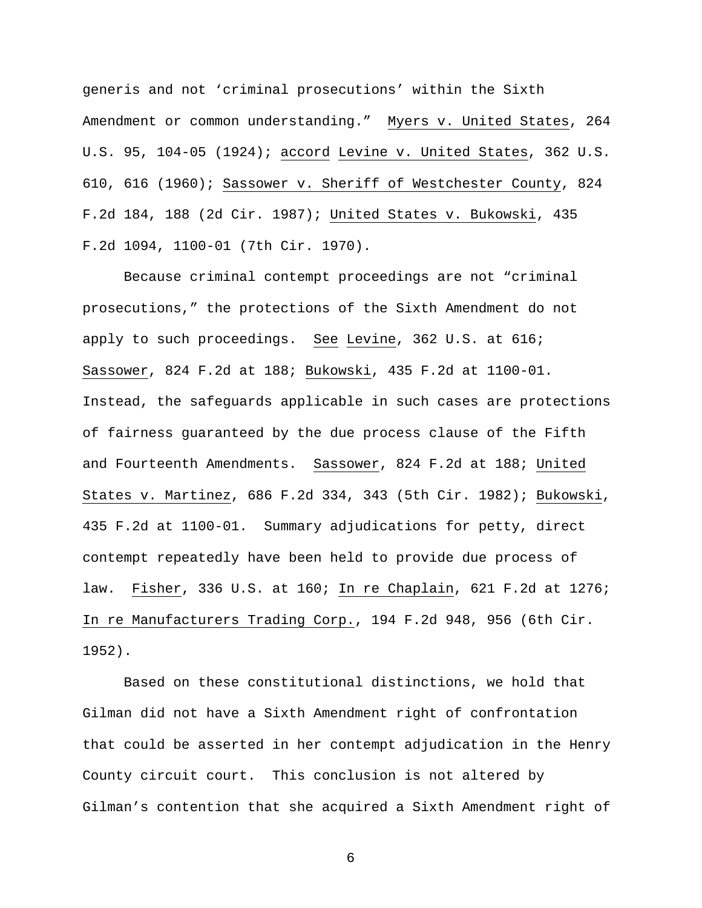generis and not 'criminal prosecutions' within the Sixth Amendment or common understanding." Myers v. United States, 264 U.S. 95, 104-05 (1924); accord Levine v. United States, 362 U.S. 610, 616 (1960); Sassower v. Sheriff of Westchester County, 824 F.2d 184, 188 (2d Cir. 1987); United States v. Bukowski, 435 F.2d 1094, 1100-01 (7th Cir. 1970).

Because criminal contempt proceedings are not "criminal prosecutions," the protections of the Sixth Amendment do not apply to such proceedings. See Levine, 362 U.S. at 616; Sassower, 824 F.2d at 188; Bukowski, 435 F.2d at 1100-01. Instead, the safeguards applicable in such cases are protections of fairness guaranteed by the due process clause of the Fifth and Fourteenth Amendments. Sassower, 824 F.2d at 188; United States v. Martinez, 686 F.2d 334, 343 (5th Cir. 1982); Bukowski, 435 F.2d at 1100-01. Summary adjudications for petty, direct contempt repeatedly have been held to provide due process of law. Fisher, 336 U.S. at 160; In re Chaplain, 621 F.2d at 1276; In re Manufacturers Trading Corp., 194 F.2d 948, 956 (6th Cir. 1952).

Based on these constitutional distinctions, we hold that Gilman did not have a Sixth Amendment right of confrontation that could be asserted in her contempt adjudication in the Henry County circuit court. This conclusion is not altered by Gilman's contention that she acquired a Sixth Amendment right of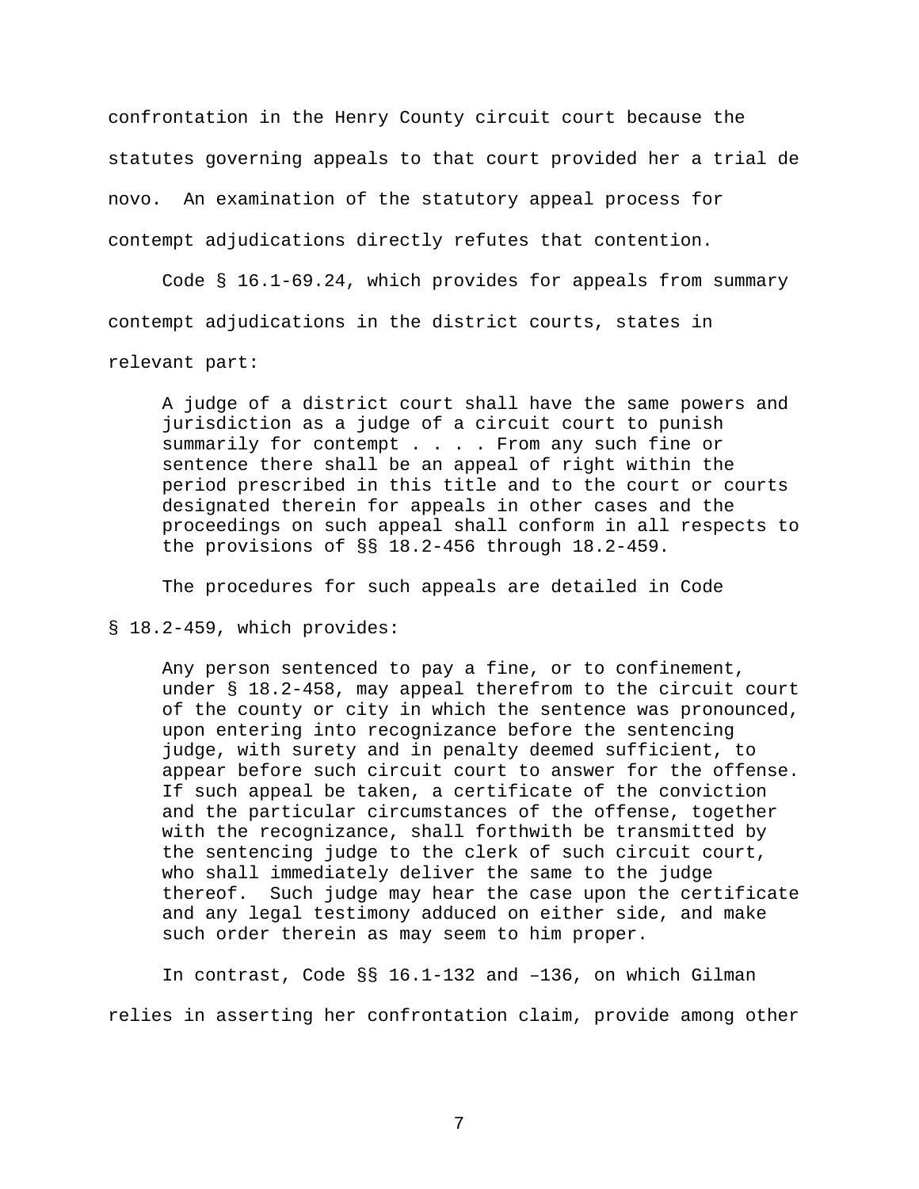confrontation in the Henry County circuit court because the statutes governing appeals to that court provided her a trial de novo. An examination of the statutory appeal process for contempt adjudications directly refutes that contention.

Code § 16.1-69.24, which provides for appeals from summary contempt adjudications in the district courts, states in relevant part:

> A judge of a district court shall have the same powers and jurisdiction as a judge of a circuit court to punish summarily for contempt . . . . From any such fine or sentence there shall be an appeal of right within the period prescribed in this title and to the court or courts designated therein for appeals in other cases and the proceedings on such appeal shall conform in all respects to the provisions of §§ 18.2-456 through 18.2-459.

The procedures for such appeals are detailed in Code § 18.2-459, which provides:

> Any person sentenced to pay a fine, or to confinement, under § 18.2-458, may appeal therefrom to the circuit court of the county or city in which the sentence was pronounced, upon entering into recognizance before the sentencing judge, with surety and in penalty deemed sufficient, to appear before such circuit court to answer for the offense. If such appeal be taken, a certificate of the conviction and the particular circumstances of the offense, together with the recognizance, shall forthwith be transmitted by the sentencing judge to the clerk of such circuit court, who shall immediately deliver the same to the judge thereof. Such judge may hear the case upon the certificate and any legal testimony adduced on either side, and make such order therein as may seem to him proper.

In contrast, Code §§ 16.1-132 and –136, on which Gilman relies in asserting her confrontation claim, provide among other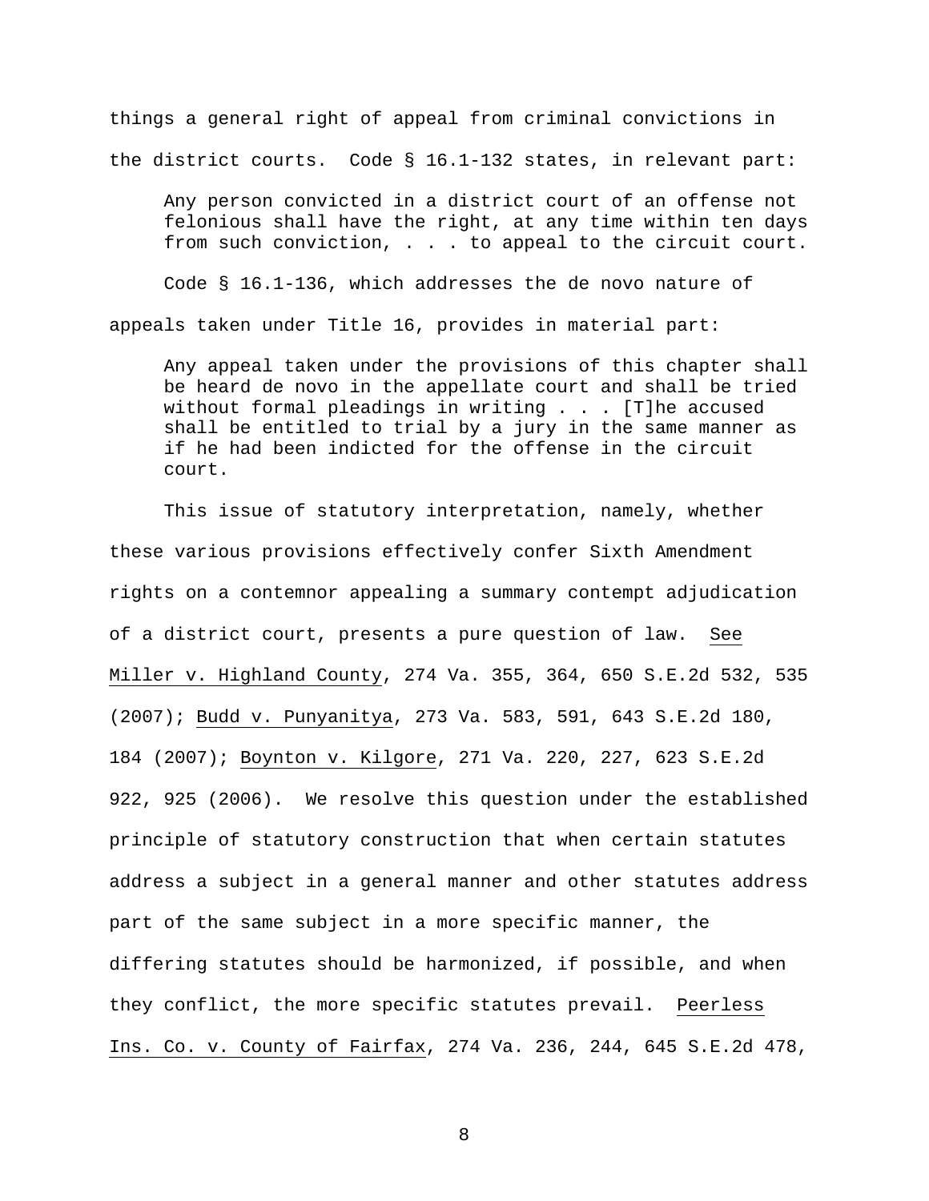things a general right of appeal from criminal convictions in the district courts. Code § 16.1-132 states, in relevant part:

> Any person convicted in a district court of an offense not felonious shall have the right, at any time within ten days from such conviction, . . . to appeal to the circuit court.

Code § 16.1-136, which addresses the de novo nature of appeals taken under Title 16, provides in material part:

> Any appeal taken under the provisions of this chapter shall be heard de novo in the appellate court and shall be tried without formal pleadings in writing . . . [T]he accused shall be entitled to trial by a jury in the same manner as if he had been indicted for the offense in the circuit court.

This issue of statutory interpretation, namely, whether these various provisions effectively confer Sixth Amendment rights on a contemnor appealing a summary contempt adjudication of a district court, presents a pure question of law. See Miller v. Highland County, 274 Va. 355, 364, 650 S.E.2d 532, 535 (2007); Budd v. Punyanitya, 273 Va. 583, 591, 643 S.E.2d 180, 184 (2007); Boynton v. Kilgore, 271 Va. 220, 227, 623 S.E.2d 922, 925 (2006). We resolve this question under the established principle of statutory construction that when certain statutes address a subject in a general manner and other statutes address part of the same subject in a more specific manner, the differing statutes should be harmonized, if possible, and when they conflict, the more specific statutes prevail. Peerless Ins. Co. v. County of Fairfax, 274 Va. 236, 244, 645 S.E.2d 478,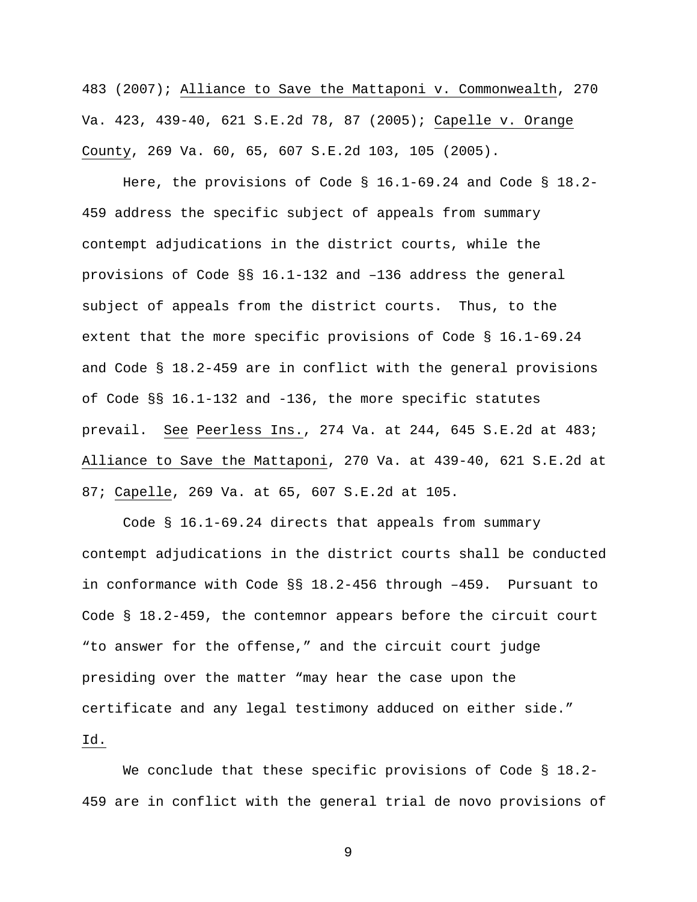483 (2007); Alliance to Save the Mattaponi v. Commonwealth, 270 Va. 423, 439-40, 621 S.E.2d 78, 87 (2005); Capelle v. Orange County, 269 Va. 60, 65, 607 S.E.2d 103, 105 (2005).

Here, the provisions of Code § 16.1-69.24 and Code § 18.2-459 address the specific subject of appeals from summary contempt adjudications in the district courts, while the provisions of Code §§ 16.1-132 and –136 address the general subject of appeals from the district courts. Thus, to the extent that the more specific provisions of Code § 16.1-69.24 and Code § 18.2-459 are in conflict with the general provisions of Code §§ 16.1-132 and -136, the more specific statutes prevail. See Peerless Ins., 274 Va. at 244, 645 S.E.2d at 483; Alliance to Save the Mattaponi, 270 Va. at 439-40, 621 S.E.2d at 87; Capelle, 269 Va. at 65, 607 S.E.2d at 105.

Code § 16.1-69.24 directs that appeals from summary contempt adjudications in the district courts shall be conducted in conformance with Code §§ 18.2-456 through –459. Pursuant to Code § 18.2-459, the contemnor appears before the circuit court "to answer for the offense," and the circuit court judge presiding over the matter "may hear the case upon the certificate and any legal testimony adduced on either side." Id.

We conclude that these specific provisions of Code § 18.2-459 are in conflict with the general trial de novo provisions of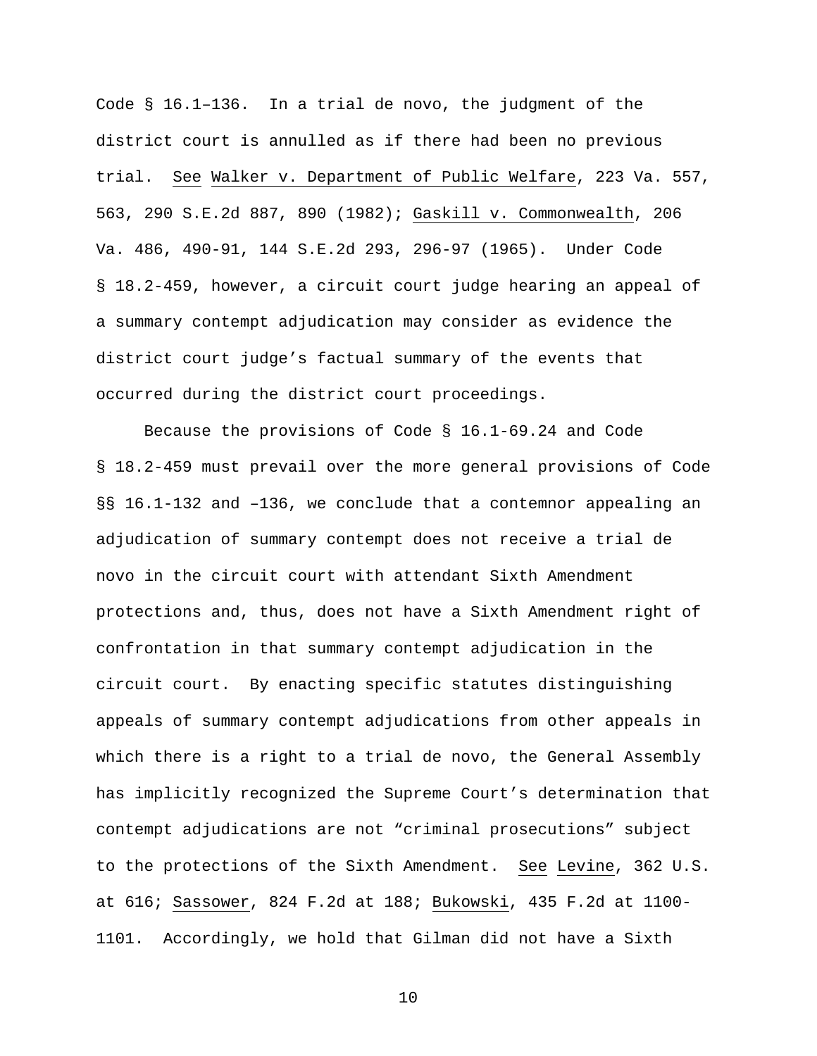Code § 16.1–136. In a trial de novo, the judgment of the district court is annulled as if there had been no previous trial. See Walker v. Department of Public Welfare, 223 Va. 557, 563, 290 S.E.2d 887, 890 (1982); Gaskill v. Commonwealth, 206 Va. 486, 490-91, 144 S.E.2d 293, 296-97 (1965). Under Code § 18.2-459, however, a circuit court judge hearing an appeal of a summary contempt adjudication may consider as evidence the district court judge's factual summary of the events that occurred during the district court proceedings.

Because the provisions of Code § 16.1-69.24 and Code § 18.2-459 must prevail over the more general provisions of Code §§ 16.1-132 and –136, we conclude that a contemnor appealing an adjudication of summary contempt does not receive a trial de novo in the circuit court with attendant Sixth Amendment protections and, thus, does not have a Sixth Amendment right of confrontation in that summary contempt adjudication in the circuit court. By enacting specific statutes distinguishing appeals of summary contempt adjudications from other appeals in which there is a right to a trial de novo, the General Assembly has implicitly recognized the Supreme Court's determination that contempt adjudications are not "criminal prosecutions" subject to the protections of the Sixth Amendment. See Levine, 362 U.S. at 616; Sassower, 824 F.2d at 188; Bukowski, 435 F.2d at 1100-1101. Accordingly, we hold that Gilman did not have a Sixth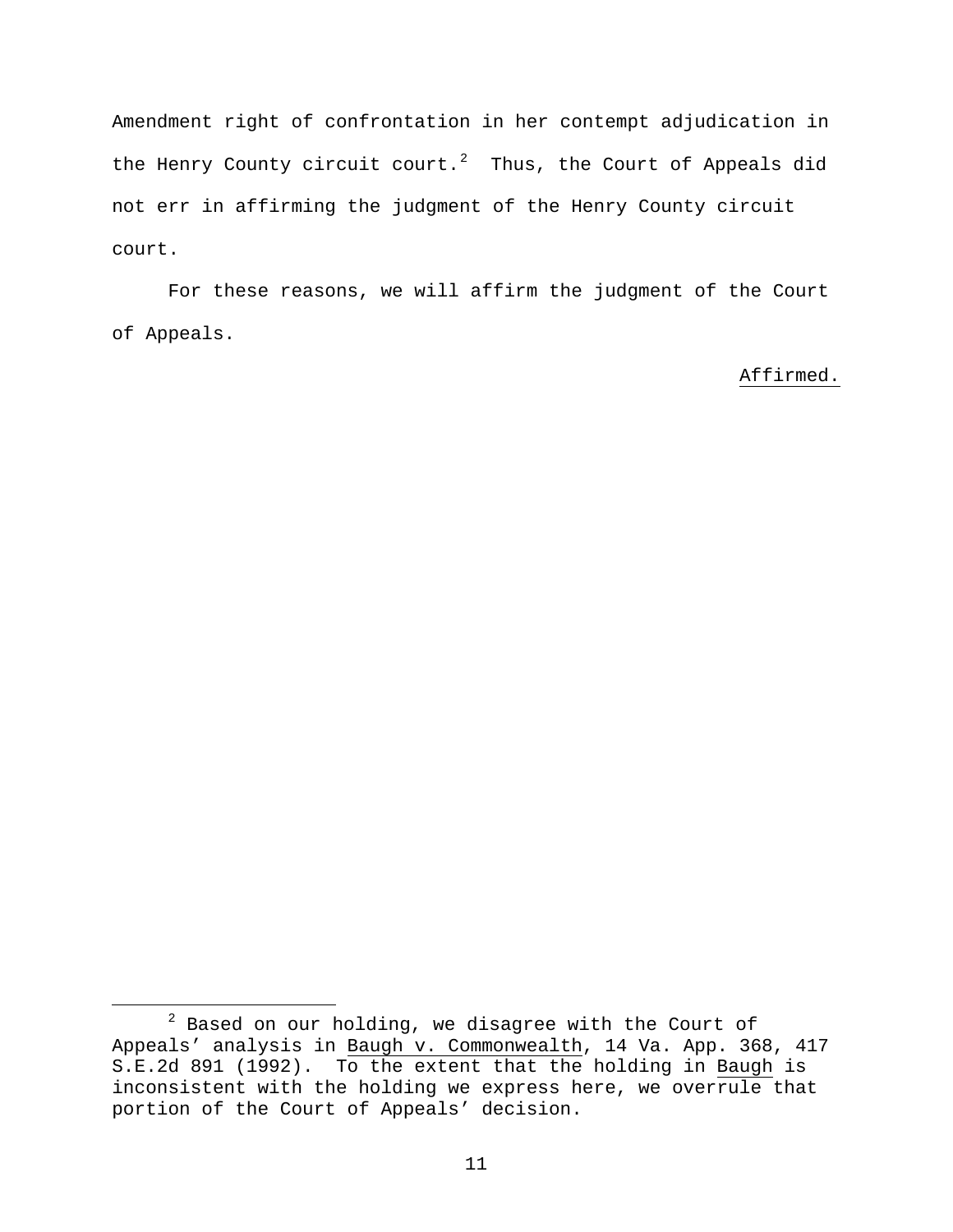Amendment right of confrontation in her contempt adjudication in the Henry County circuit court.[2] Thus, the Court of Appeals did not err in affirming the judgment of the Henry County circuit court.

For these reasons, we will affirm the judgment of the Court of Appeals.

Affirmed.

---

[2] Based on our holding, we disagree with the Court of Appeals' analysis in Baugh v. Commonwealth, 14 Va. App. 368, 417 S.E.2d 891 (1992). To the extent that the holding in Baugh is inconsistent with the holding we express here, we overrule that portion of the Court of Appeals' decision.